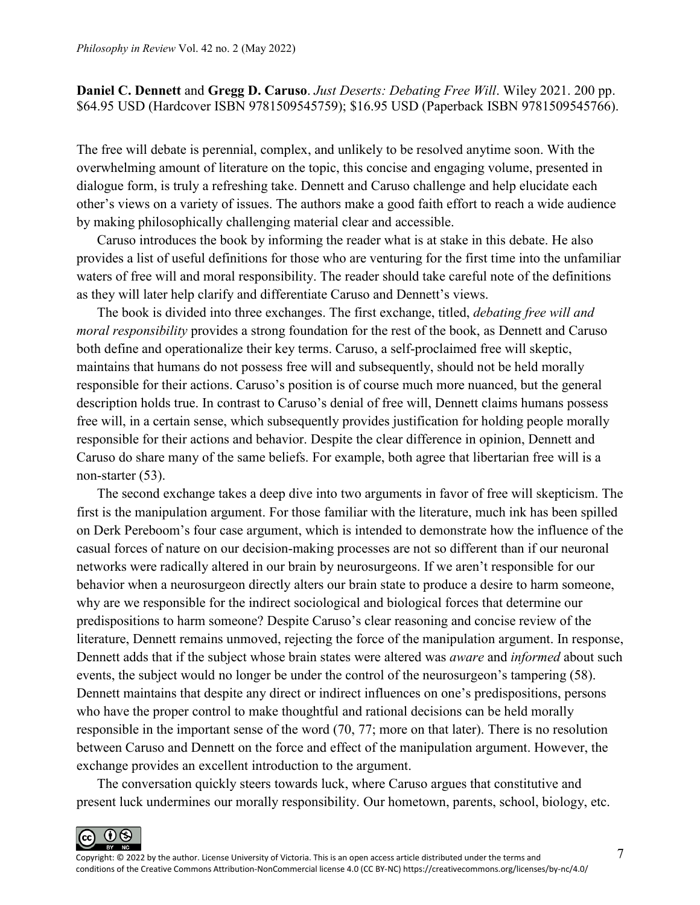**Daniel C. Dennett** and **Gregg D. Caruso**. *Just Deserts: Debating Free Will*. Wiley 2021. 200 pp. $64.95 USD (Hardcover ISBN 9781509545759); $16.95 USD (Paperback ISBN 9781509545766).

The free will debate is perennial, complex, and unlikely to be resolved anytime soon. With the overwhelming amount of literature on the topic, this concise and engaging volume, presented in dialogue form, is truly a refreshing take. Dennett and Caruso challenge and help elucidate each other's views on a variety of issues. The authors make a good faith effort to reach a wide audience by making philosophically challenging material clear and accessible.

Caruso introduces the book by informing the reader what is at stake in this debate. He also provides a list of useful definitions for those who are venturing for the first time into the unfamiliar waters of free will and moral responsibility. The reader should take careful note of the definitions as they will later help clarify and differentiate Caruso and Dennett's views.

The book is divided into three exchanges. The first exchange, titled, *debating free will and moral responsibility* provides a strong foundation for the rest of the book, as Dennett and Caruso both define and operationalize their key terms. Caruso, a self-proclaimed free will skeptic, maintains that humans do not possess free will and subsequently, should not be held morally responsible for their actions. Caruso's position is of course much more nuanced, but the general description holds true. In contrast to Caruso's denial of free will, Dennett claims humans possess free will, in a certain sense, which subsequently provides justification for holding people morally responsible for their actions and behavior. Despite the clear difference in opinion, Dennett and Caruso do share many of the same beliefs. For example, both agree that libertarian free will is a non-starter (53).

The second exchange takes a deep dive into two arguments in favor of free will skepticism. The first is the manipulation argument. For those familiar with the literature, much ink has been spilled on Derk Pereboom's four case argument, which is intended to demonstrate how the influence of the casual forces of nature on our decision-making processes are not so different than if our neuronal networks were radically altered in our brain by neurosurgeons. If we aren't responsible for our behavior when a neurosurgeon directly alters our brain state to produce a desire to harm someone, why are we responsible for the indirect sociological and biological forces that determine our predispositions to harm someone? Despite Caruso's clear reasoning and concise review of the literature, Dennett remains unmoved, rejecting the force of the manipulation argument. In response, Dennett adds that if the subject whose brain states were altered was *aware* and *informed* about such events, the subject would no longer be under the control of the neurosurgeon's tampering (58). Dennett maintains that despite any direct or indirect influences on one's predispositions, persons who have the proper control to make thoughtful and rational decisions can be held morally responsible in the important sense of the word (70, 77; more on that later). There is no resolution between Caruso and Dennett on the force and effect of the manipulation argument. However, the exchange provides an excellent introduction to the argument.

The conversation quickly steers towards luck, where Caruso argues that constitutive and present luck undermines our morally responsibility. Our hometown, parents, school, biology, etc.

Copyright: © 2022 by the author. License University of Victoria. This is an open access article distributed under the terms and conditions of the Creative Commons Attribution-NonCommercial license 4.0 (CC BY-NC) https://creativecommons.org/licenses/by-nc/4.0/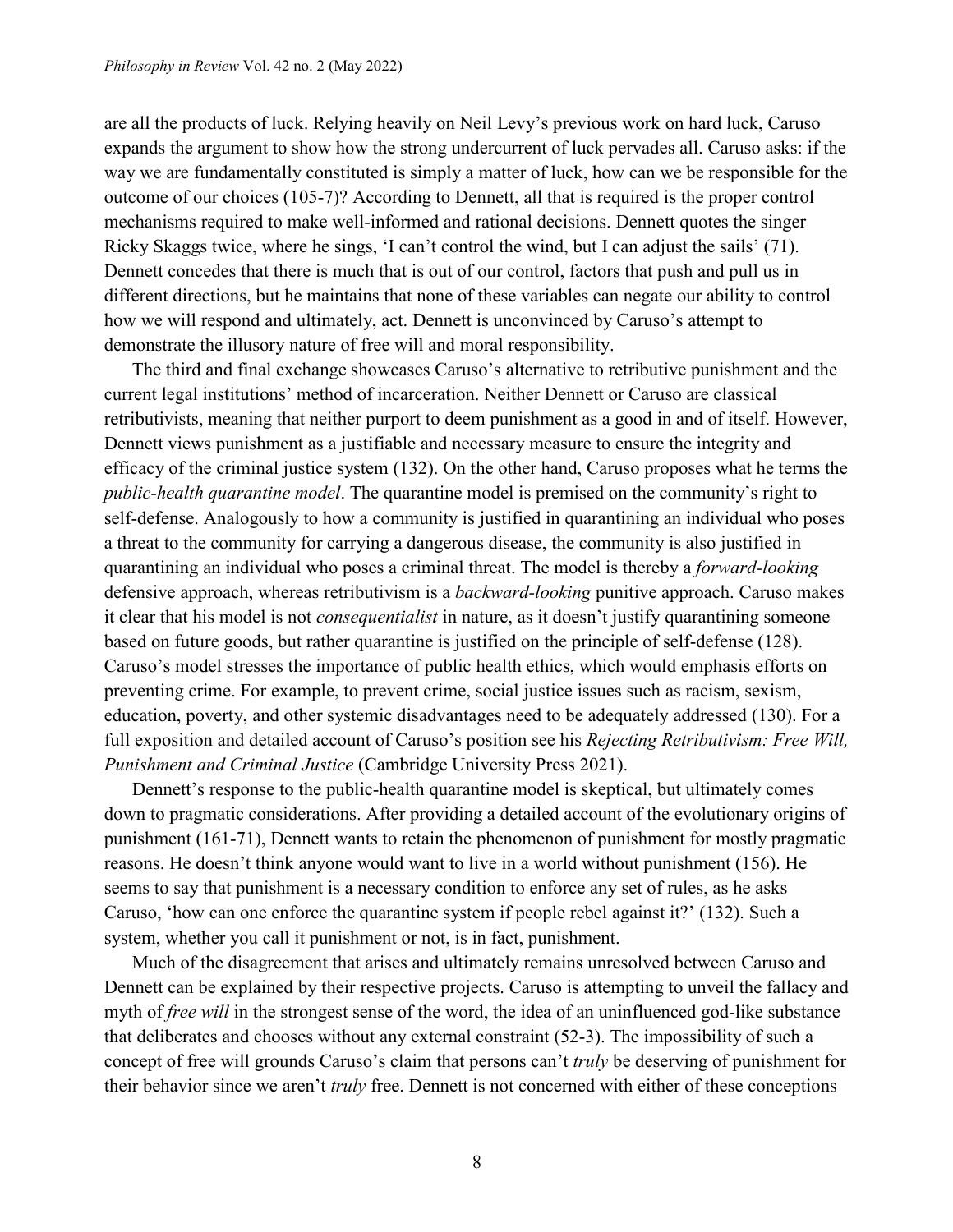are all the products of luck. Relying heavily on Neil Levy's previous work on hard luck, Caruso expands the argument to show how the strong undercurrent of luck pervades all. Caruso asks: if the way we are fundamentally constituted is simply a matter of luck, how can we be responsible for the outcome of our choices (105-7)? According to Dennett, all that is required is the proper control mechanisms required to make well-informed and rational decisions. Dennett quotes the singer Ricky Skaggs twice, where he sings, 'I can't control the wind, but I can adjust the sails' (71). Dennett concedes that there is much that is out of our control, factors that push and pull us in different directions, but he maintains that none of these variables can negate our ability to control how we will respond and ultimately, act. Dennett is unconvinced by Caruso's attempt to demonstrate the illusory nature of free will and moral responsibility.

The third and final exchange showcases Caruso's alternative to retributive punishment and the current legal institutions' method of incarceration. Neither Dennett or Caruso are classical retributivists, meaning that neither purport to deem punishment as a good in and of itself. However, Dennett views punishment as a justifiable and necessary measure to ensure the integrity and efficacy of the criminal justice system (132). On the other hand, Caruso proposes what he terms the *public-health quarantine model*. The quarantine model is premised on the community's right to self-defense. Analogously to how a community is justified in quarantining an individual who poses a threat to the community for carrying a dangerous disease, the community is also justified in quarantining an individual who poses a criminal threat. The model is thereby a *forward-looking* defensive approach, whereas retributivism is a *backward-looking* punitive approach. Caruso makes it clear that his model is not *consequentialist* in nature, as it doesn't justify quarantining someone based on future goods, but rather quarantine is justified on the principle of self-defense (128). Caruso's model stresses the importance of public health ethics, which would emphasis efforts on preventing crime. For example, to prevent crime, social justice issues such as racism, sexism, education, poverty, and other systemic disadvantages need to be adequately addressed (130). For a full exposition and detailed account of Caruso's position see his *Rejecting Retributivism: Free Will, Punishment and Criminal Justice* (Cambridge University Press 2021).

Dennett's response to the public-health quarantine model is skeptical, but ultimately comes down to pragmatic considerations. After providing a detailed account of the evolutionary origins of punishment (161-71), Dennett wants to retain the phenomenon of punishment for mostly pragmatic reasons. He doesn't think anyone would want to live in a world without punishment (156). He seems to say that punishment is a necessary condition to enforce any set of rules, as he asks Caruso, 'how can one enforce the quarantine system if people rebel against it?' (132). Such a system, whether you call it punishment or not, is in fact, punishment.

Much of the disagreement that arises and ultimately remains unresolved between Caruso and Dennett can be explained by their respective projects. Caruso is attempting to unveil the fallacy and myth of *free will* in the strongest sense of the word, the idea of an uninfluenced god-like substance that deliberates and chooses without any external constraint (52-3). The impossibility of such a concept of free will grounds Caruso's claim that persons can't *truly* be deserving of punishment for their behavior since we aren't *truly* free. Dennett is not concerned with either of these conceptions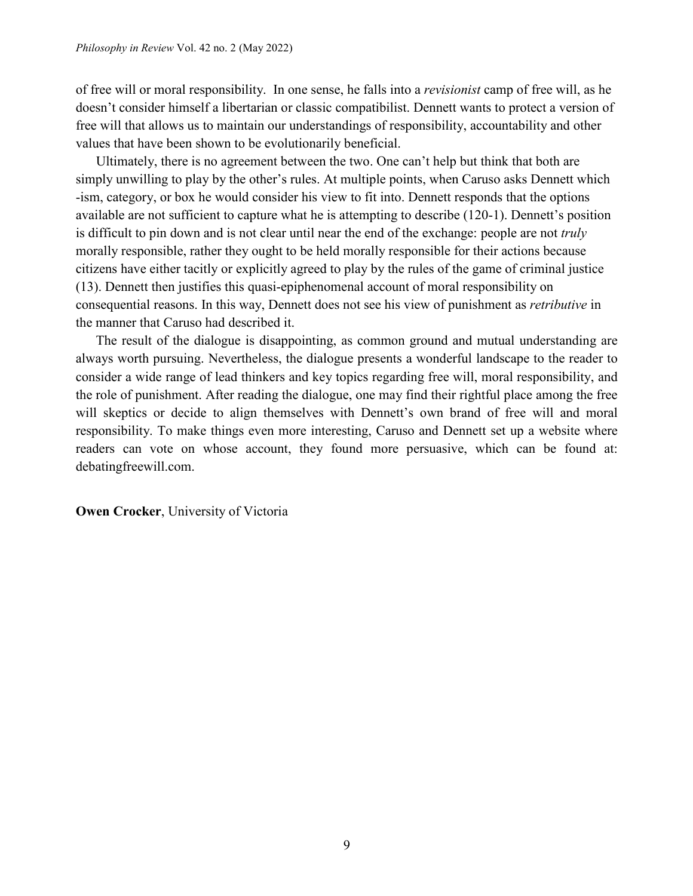of free will or moral responsibility. In one sense, he falls into a *revisionist* camp of free will, as he doesn't consider himself a libertarian or classic compatibilist. Dennett wants to protect a version of free will that allows us to maintain our understandings of responsibility, accountability and other values that have been shown to be evolutionarily beneficial.

Ultimately, there is no agreement between the two. One can't help but think that both are simply unwilling to play by the other's rules. At multiple points, when Caruso asks Dennett which -ism, category, or box he would consider his view to fit into. Dennett responds that the options available are not sufficient to capture what he is attempting to describe (120-1). Dennett's position is difficult to pin down and is not clear until near the end of the exchange: people are not *truly* morally responsible, rather they ought to be held morally responsible for their actions because citizens have either tacitly or explicitly agreed to play by the rules of the game of criminal justice (13). Dennett then justifies this quasi-epiphenomenal account of moral responsibility on consequential reasons. In this way, Dennett does not see his view of punishment as *retributive* in the manner that Caruso had described it.

The result of the dialogue is disappointing, as common ground and mutual understanding are always worth pursuing. Nevertheless, the dialogue presents a wonderful landscape to the reader to consider a wide range of lead thinkers and key topics regarding free will, moral responsibility, and the role of punishment. After reading the dialogue, one may find their rightful place among the free will skeptics or decide to align themselves with Dennett's own brand of free will and moral responsibility. To make things even more interesting, Caruso and Dennett set up a website where readers can vote on whose account, they found more persuasive, which can be found at: debatingfreewill.com.

**Owen Crocker**, University of Victoria